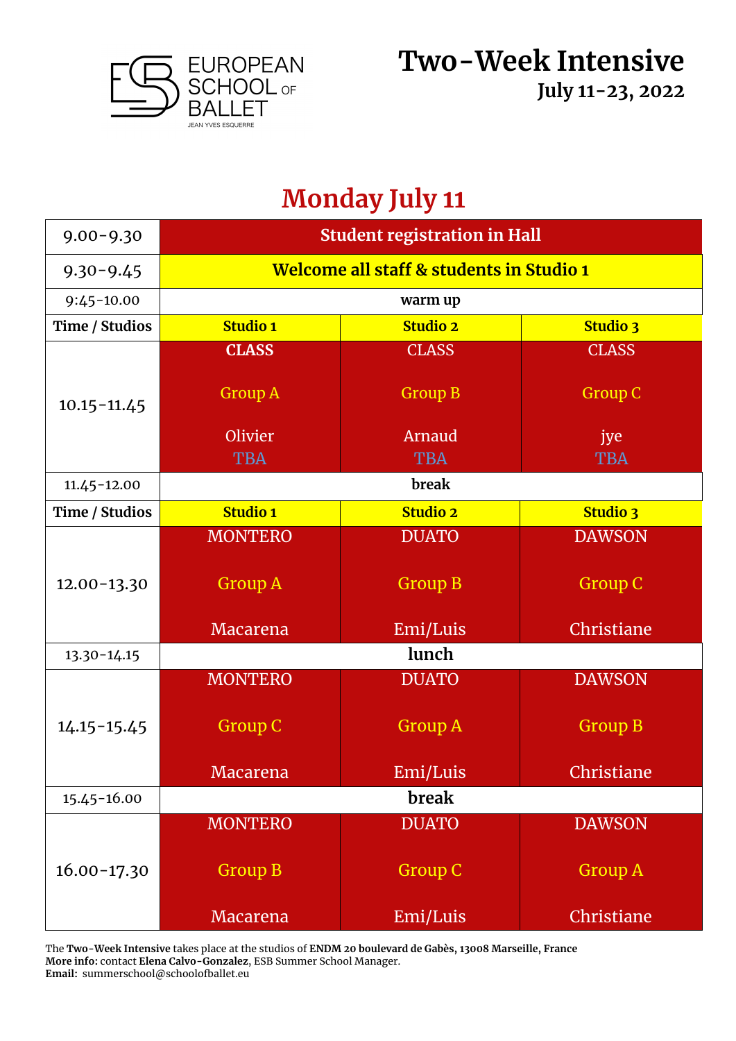EUROPEAN SCHOOL OF BALLET
JEAN YVES ESQUERRE

# Two-Week Intensive

**July 11-23, 2022**

## Monday July 11

| Time / Studios | Studio 1 | Studio 2 | Studio 3 |
|---|---|---|---|
| 9.00-9.30 | **Student registration in Hall** | | |
| 9.30-9.45 | **Welcome all staff & students in Studio 1** | | |
| 9:45-10.00 | **warm up** | | |
| **Time / Studios** | **Studio 1** | **Studio 2** | **Studio 3** |
| 10.15-11.45 | **CLASS** Group A Olivier TBA | CLASS Group B Arnaud TBA | CLASS Group C jye TBA |
| 11.45-12.00 | **break** | | |
| **Time / Studios** | **Studio 1** | **Studio 2** | **Studio 3** |
| 12.00-13.30 | MONTERO Group A Macarena | DUATO Group B Emi/Luis | DAWSON Group C Christiane |
| 13.30-14.15 | **lunch** | | |
| 14.15-15.45 | MONTERO Group C Macarena | DUATO Group A Emi/Luis | DAWSON Group B Christiane |
| 15.45-16.00 | **break** | | |
| 16.00-17.30 | MONTERO Group B Macarena | DUATO Group C Emi/Luis | DAWSON Group A Christiane |

The **Two-Week Intensive** takes place at the studios of **ENDM 20 boulevard de Gabès, 13008 Marseille, France**
**More info:** contact **Elena Calvo-Gonzalez**, ESB Summer School Manager.
**Email:** summerschool@schoolofballet.eu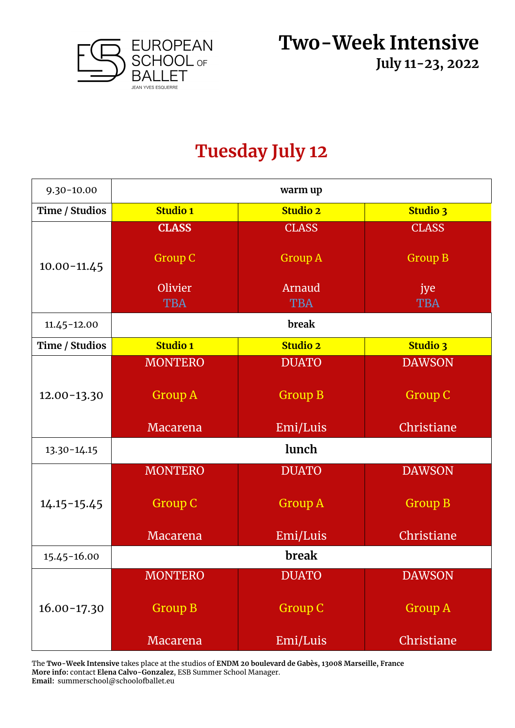EUROPEAN SCHOOL OF BALLET
JEAN YVES ESQUERRE

# Two-Week Intensive

**July 11-23, 2022**

## Tuesday July 12

| 9.30-10.00 | warm up | | |
|---|---|---|---|
| **Time / Studios** | **Studio 1** | **Studio 2** | **Studio 3** |
| 10.00-11.45 | **CLASS** Group C Olivier TBA | CLASS Group A Arnaud TBA | CLASS Group B jye TBA |
| 11.45-12.00 | **break** | | |
| **Time / Studios** | **Studio 1** | **Studio 2** | **Studio 3** |
| 12.00-13.30 | MONTERO Group A Macarena | DUATO Group B Emi/Luis | DAWSON Group C Christiane |
| 13.30-14.15 | **lunch** | | |
| 14.15-15.45 | MONTERO Group C Macarena | DUATO Group A Emi/Luis | DAWSON Group B Christiane |
| 15.45-16.00 | **break** | | |
| 16.00-17.30 | MONTERO Group B Macarena | DUATO Group C Emi/Luis | DAWSON Group A Christiane |

The **Two-Week Intensive** takes place at the studios of **ENDM 20 boulevard de Gabès, 13008 Marseille, France**
**More info**: contact **Elena Calvo-Gonzalez**, ESB Summer School Manager.
**Email:** summerschool@schoolofballet.eu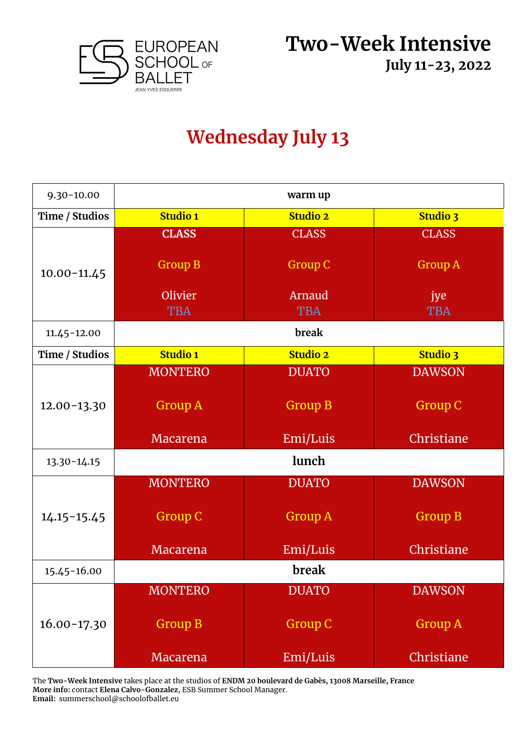EUROPEAN SCHOOL OF BALLET
JEAN YVES ESQUERRE

# Two-Week Intensive

**July 11-23, 2022**

## Wednesday July 13

| 9.30-10.00 | warm up | | |
|---|---|---|---|
| **Time / Studios** | **Studio 1** | **Studio 2** | **Studio 3** |
| 10.00-11.45 | **CLASS** Group B Olivier TBA | CLASS Group C Arnaud TBA | CLASS Group A jye TBA |
| 11.45-12.00 | **break** | | |
| **Time / Studios** | **Studio 1** | **Studio 2** | **Studio 3** |
| 12.00-13.30 | MONTERO Group A Macarena | DUATO Group B Emi/Luis | DAWSON Group C Christiane |
| 13.30-14.15 | **lunch** | | |
| 14.15-15.45 | MONTERO Group C Macarena | DUATO Group A Emi/Luis | DAWSON Group B Christiane |
| 15.45-16.00 | **break** | | |
| 16.00-17.30 | MONTERO Group B Macarena | DUATO Group C Emi/Luis | DAWSON Group A Christiane |

The **Two-Week Intensive** takes place at the studios of **ENDM 20 boulevard de Gabès, 13008 Marseille, France**
**More info:** contact **Elena Calvo-Gonzalez**, ESB Summer School Manager.
**Email:** summerschool@schoolofballet.eu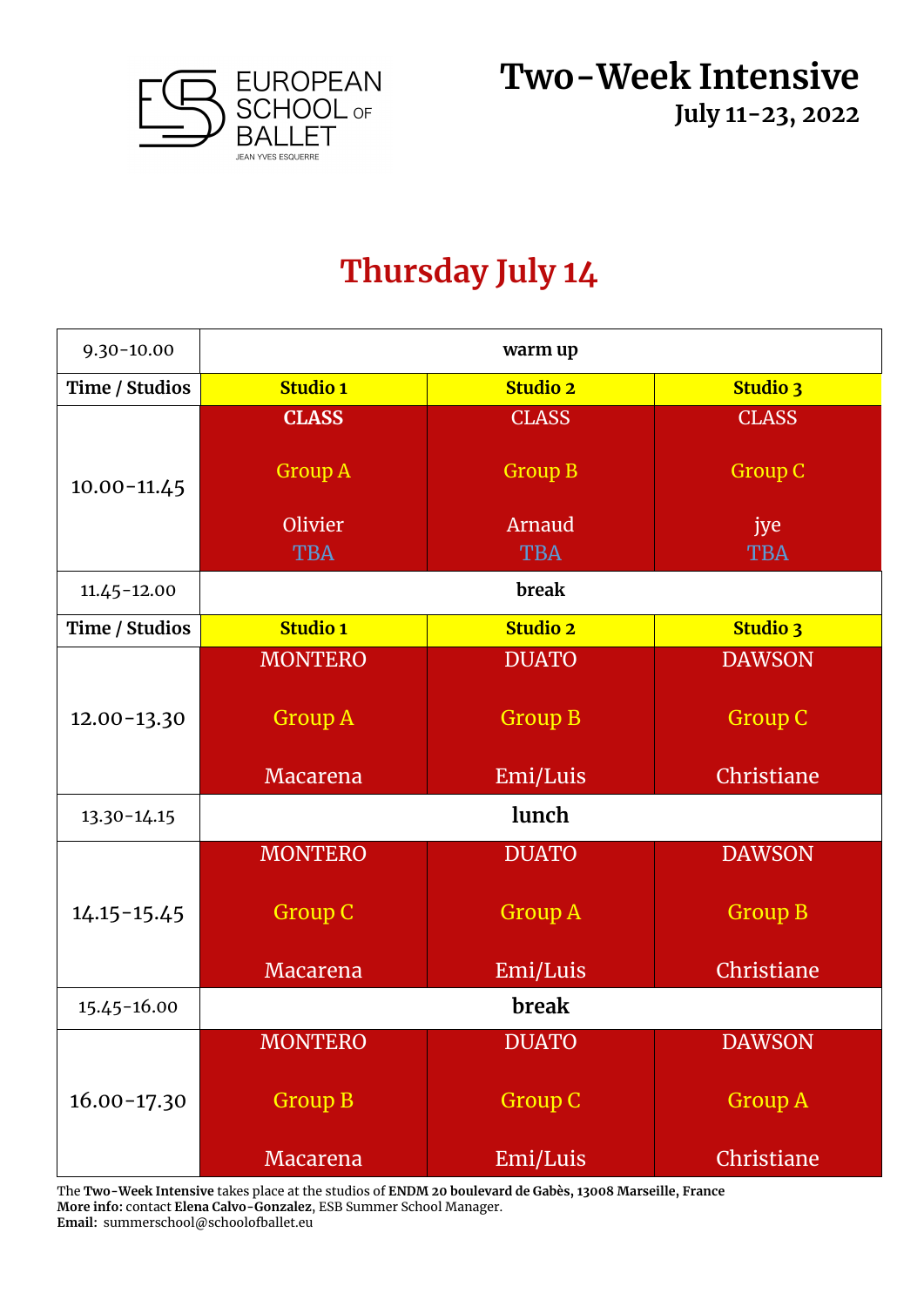EUROPEAN SCHOOL OF BALLET
JEAN YVES ESQUERRE

# Two-Week Intensive

**July 11-23, 2022**

## Thursday July 14

| Time / Studios | Studio 1 | Studio 2 | Studio 3 |
|---|---|---|---|
| 9.30-10.00 | **warm up** | | |
| 10.00-11.45 | **CLASS** Group A Olivier TBA | CLASS Group B Arnaud TBA | CLASS Group C jye TBA |
| 11.45-12.00 | **break** | | |
| 12.00-13.30 | MONTERO Group A Macarena | DUATO Group B Emi/Luis | DAWSON Group C Christiane |
| 13.30-14.15 | **lunch** | | |
| 14.15-15.45 | MONTERO Group C Macarena | DUATO Group A Emi/Luis | DAWSON Group B Christiane |
| 15.45-16.00 | **break** | | |
| 16.00-17.30 | MONTERO Group B Macarena | DUATO Group C Emi/Luis | DAWSON Group A Christiane |

The **Two-Week Intensive** takes place at the studios of **ENDM 20 boulevard de Gabès, 13008 Marseille, France**
**More info**: contact **Elena Calvo-Gonzalez**, ESB Summer School Manager.
**Email:** summerschool@schoolofballet.eu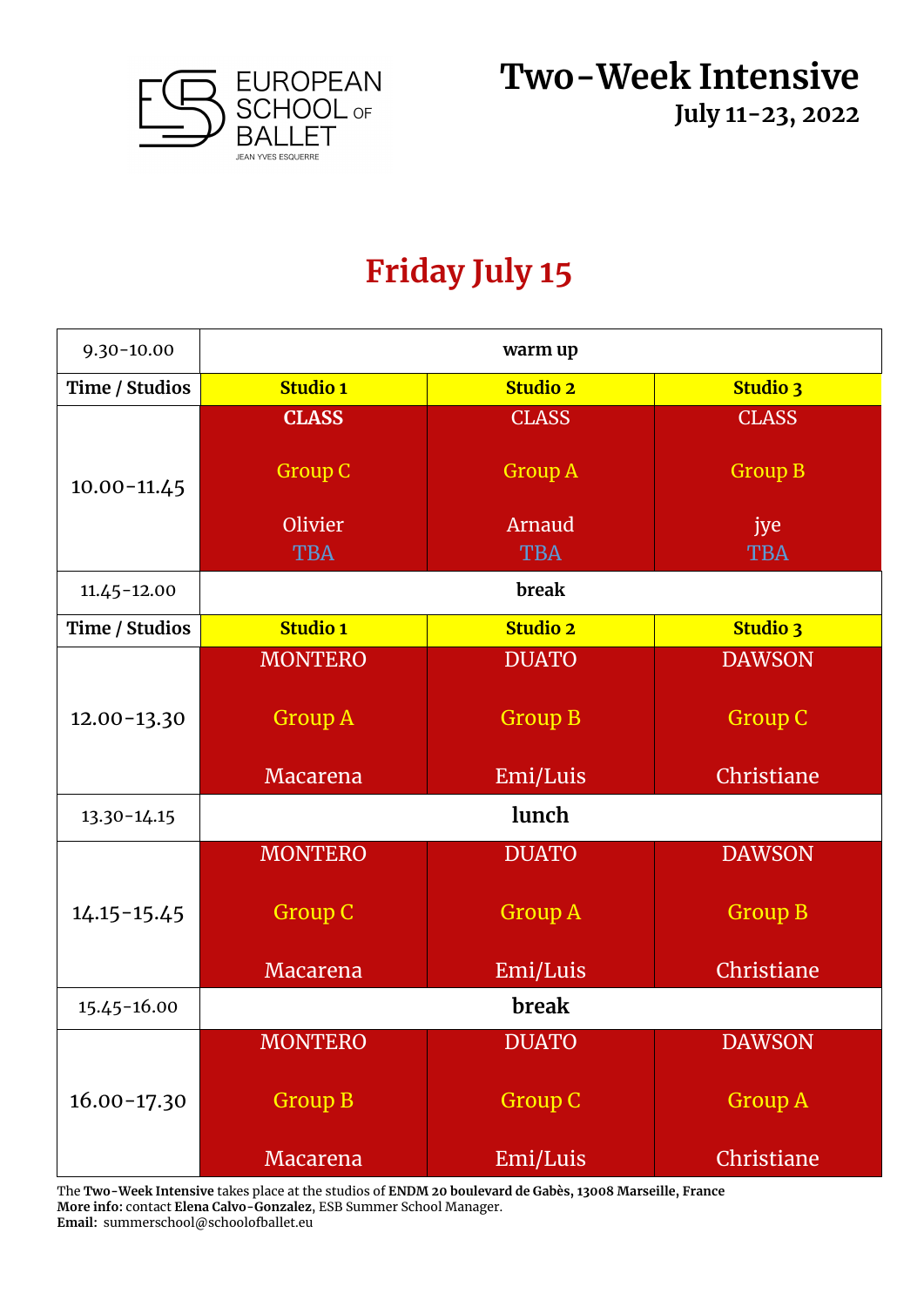EUROPEAN SCHOOL OF BALLET
JEAN YVES ESQUERRE

# Two-Week Intensive

**July 11-23, 2022**

## Friday July 15

| 9.30-10.00 | warm up | | |
|---|---|---|---|
| **Time / Studios** | **Studio 1** | **Studio 2** | **Studio 3** |
| 10.00-11.45 | **CLASS** Group C Olivier TBA | CLASS Group A Arnaud TBA | CLASS Group B jye TBA |
| 11.45-12.00 | **break** | | |
| **Time / Studios** | **Studio 1** | **Studio 2** | **Studio 3** |
| 12.00-13.30 | MONTERO Group A Macarena | DUATO Group B Emi/Luis | DAWSON Group C Christiane |
| 13.30-14.15 | **lunch** | | |
| 14.15-15.45 | MONTERO Group C Macarena | DUATO Group A Emi/Luis | DAWSON Group B Christiane |
| 15.45-16.00 | **break** | | |
| 16.00-17.30 | MONTERO Group B Macarena | DUATO Group C Emi/Luis | DAWSON Group A Christiane |

The **Two-Week Intensive** takes place at the studios of **ENDM 20 boulevard de Gabès, 13008 Marseille, France**
**More info**: contact **Elena Calvo-Gonzalez**, ESB Summer School Manager.
**Email:** summerschool@schoolofballet.eu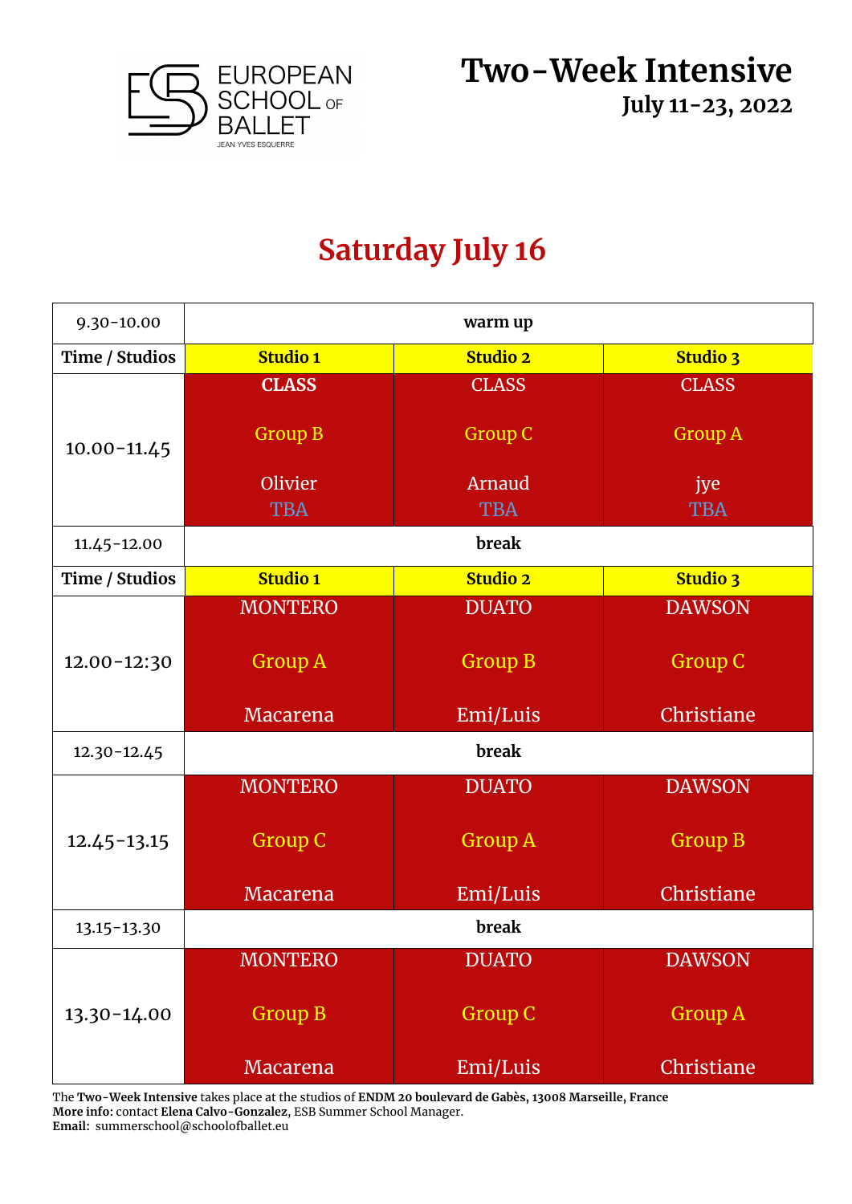EUROPEAN SCHOOL OF BALLET
JEAN YVES ESQUERRE

# Two-Week Intensive

**July 11-23, 2022**

## Saturday July 16

| 9.30-10.00 | warm up | | |
|---|---|---|---|
| **Time / Studios** | **Studio 1** | **Studio 2** | **Studio 3** |
| 10.00-11.45 | **CLASS** Group B Olivier TBA | CLASS Group C Arnaud TBA | CLASS Group A jye TBA |
| 11.45-12.00 | **break** | | |
| **Time / Studios** | **Studio 1** | **Studio 2** | **Studio 3** |
| 12.00-12:30 | MONTERO Group A Macarena | DUATO Group B Emi/Luis | DAWSON Group C Christiane |
| 12.30-12.45 | **break** | | |
| 12.45-13.15 | MONTERO Group C Macarena | DUATO Group A Emi/Luis | DAWSON Group B Christiane |
| 13.15-13.30 | **break** | | |
| 13.30-14.00 | MONTERO Group B Macarena | DUATO Group C Emi/Luis | DAWSON Group A Christiane |

The **Two-Week Intensive** takes place at the studios of **ENDM 20 boulevard de Gabès, 13008 Marseille, France**
**More info**: contact **Elena Calvo-Gonzalez**, ESB Summer School Manager.
**Email:** summerschool@schoolofballet.eu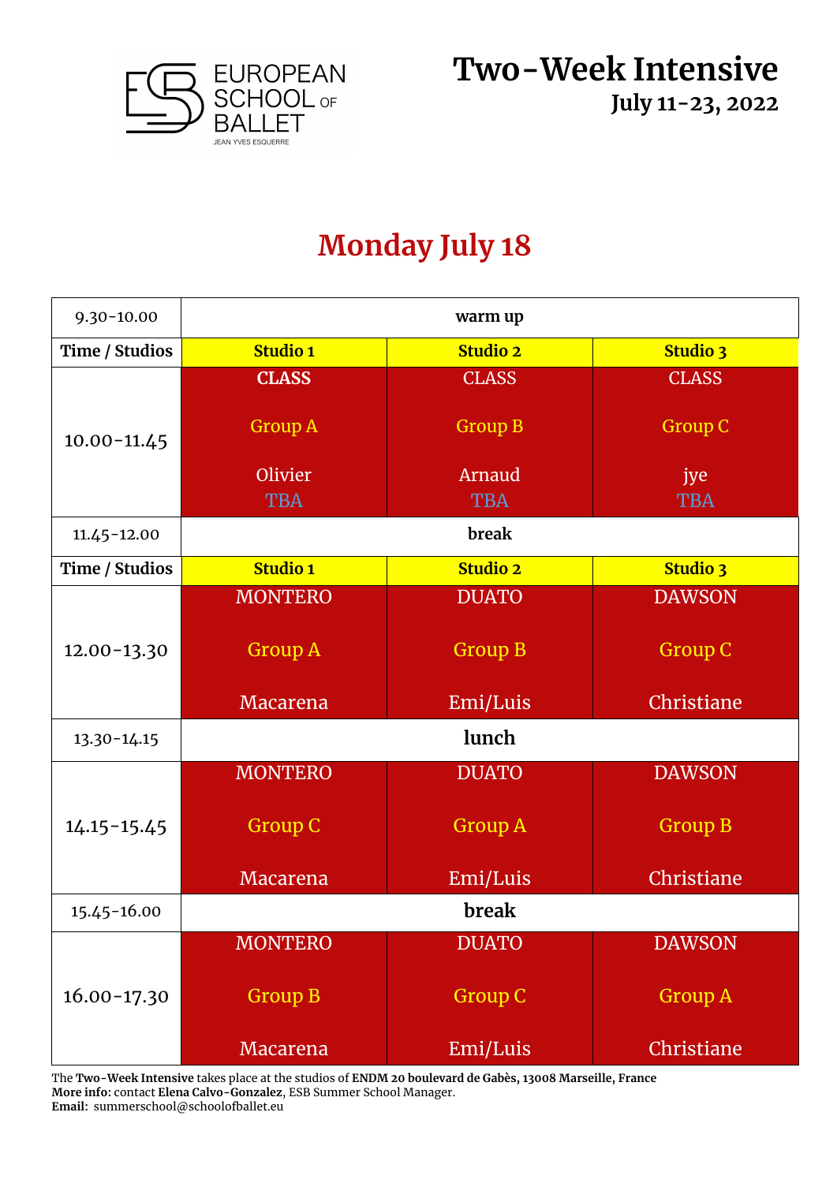EUROPEAN SCHOOL OF BALLET
JEAN YVES ESQUERRE

# Two-Week Intensive

**July 11-23, 2022**

## Monday July 18

| Time / Studios | Studio 1 | Studio 2 | Studio 3 |
|---|---|---|---|
| 9.30-10.00 | **warm up** | | |
| 10.00-11.45 | **CLASS** Group A Olivier TBA | CLASS Group B Arnaud TBA | CLASS Group C jye TBA |
| 11.45-12.00 | **break** | | |
| 12.00-13.30 | MONTERO Group A Macarena | DUATO Group B Emi/Luis | DAWSON Group C Christiane |
| 13.30-14.15 | **lunch** | | |
| 14.15-15.45 | MONTERO Group C Macarena | DUATO Group A Emi/Luis | DAWSON Group B Christiane |
| 15.45-16.00 | **break** | | |
| 16.00-17.30 | MONTERO Group B Macarena | DUATO Group C Emi/Luis | DAWSON Group A Christiane |

The **Two-Week Intensive** takes place at the studios of **ENDM 20 boulevard de Gabès, 13008 Marseille, France**
**More info**: contact **Elena Calvo-Gonzalez**, ESB Summer School Manager.
**Email:** summerschool@schoolofballet.eu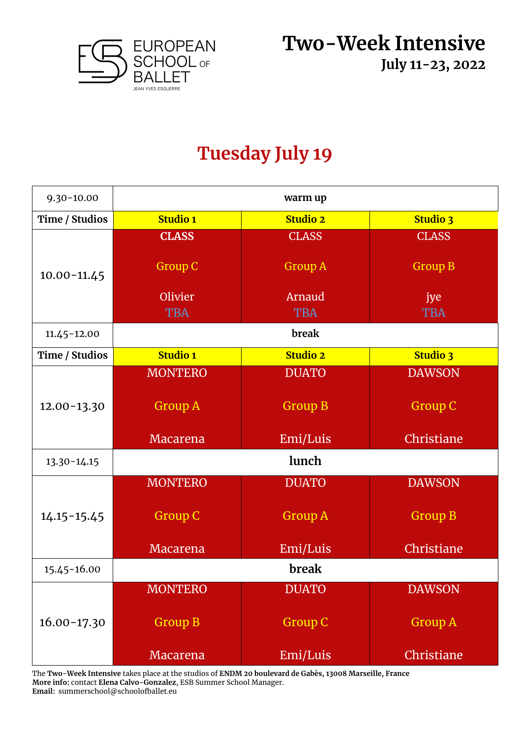EUROPEAN SCHOOL OF BALLET
JEAN YVES ESQUERRE

# Two-Week Intensive

**July 11-23, 2022**

## Tuesday July 19

| 9.30-10.00 | warm up | | |
|---|---|---|---|
| **Time / Studios** | **Studio 1** | **Studio 2** | **Studio 3** |
| 10.00-11.45 | **CLASS**<br><br>Group C<br><br>Olivier<br>TBA | CLASS<br><br>Group A<br><br>Arnaud<br>TBA | CLASS<br><br>Group B<br><br>jye<br>TBA |
| 11.45-12.00 | **break** | | |
| **Time / Studios** | **Studio 1** | **Studio 2** | **Studio 3** |
| 12.00-13.30 | MONTERO<br><br>Group A<br><br>Macarena | DUATO<br><br>Group B<br><br>Emi/Luis | DAWSON<br><br>Group C<br><br>Christiane |
| 13.30-14.15 | **lunch** | | |
| 14.15-15.45 | MONTERO<br><br>Group C<br><br>Macarena | DUATO<br><br>Group A<br><br>Emi/Luis | DAWSON<br><br>Group B<br><br>Christiane |
| 15.45-16.00 | **break** | | |
| 16.00-17.30 | MONTERO<br><br>Group B<br><br>Macarena | DUATO<br><br>Group C<br><br>Emi/Luis | DAWSON<br><br>Group A<br><br>Christiane |

The **Two-Week Intensive** takes place at the studios of **ENDM 20 boulevard de Gabès, 13008 Marseille, France**
**More info**: contact **Elena Calvo-Gonzalez**, ESB Summer School Manager.
**Email:** summerschool@schoolofballet.eu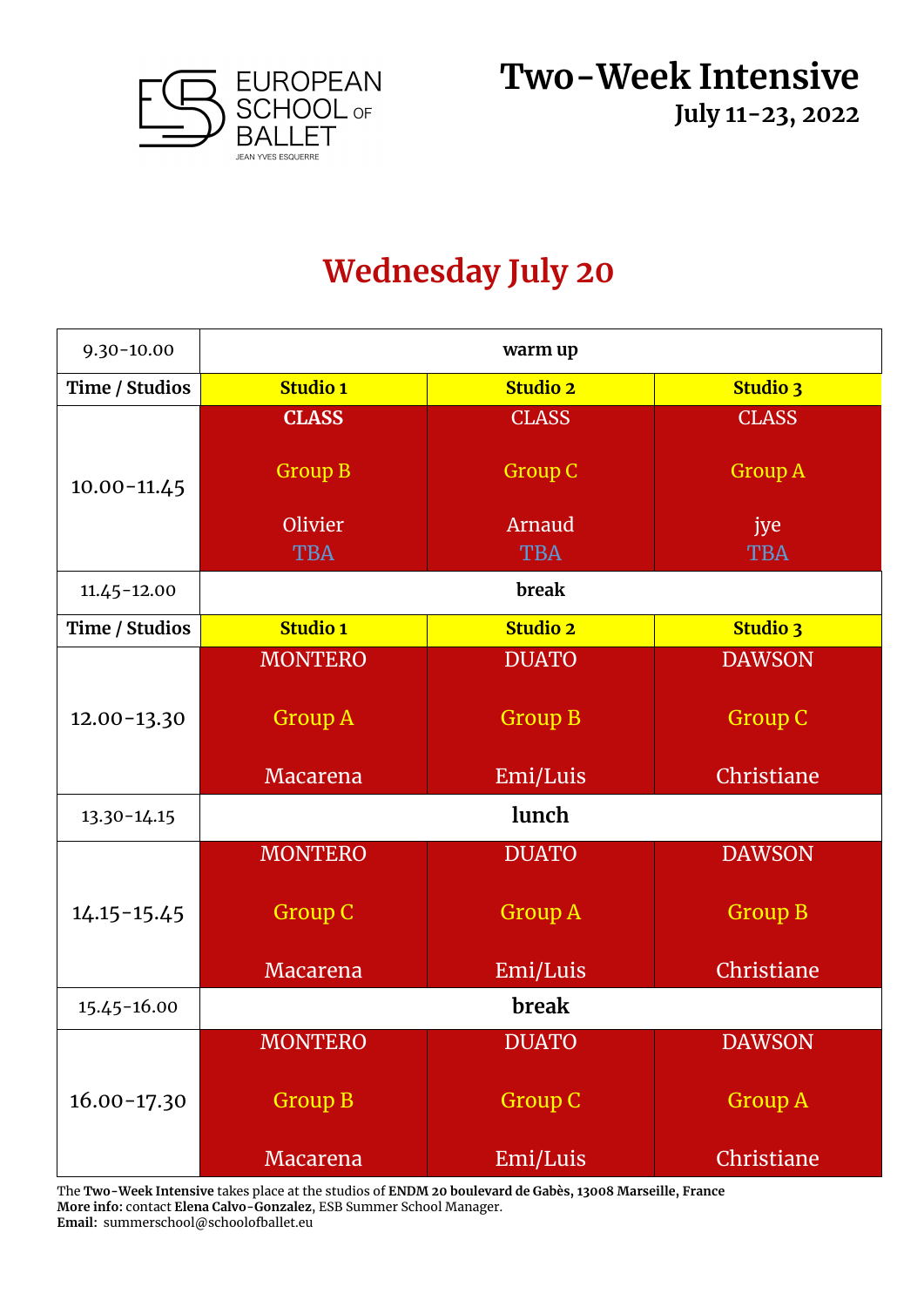EUROPEAN SCHOOL OF BALLET
JEAN YVES ESQUERRE

# Two-Week Intensive

**July 11-23, 2022**

## Wednesday July 20

| 9.30-10.00 | warm up | | |
|---|---|---|---|
| **Time / Studios** | **Studio 1** | **Studio 2** | **Studio 3** |
| 10.00-11.45 | **CLASS**<br><br>Group B<br><br>Olivier<br>TBA | CLASS<br><br>Group C<br><br>Arnaud<br>TBA | CLASS<br><br>Group A<br><br>jye<br>TBA |
| 11.45-12.00 | **break** | | |
| **Time / Studios** | **Studio 1** | **Studio 2** | **Studio 3** |
| 12.00-13.30 | MONTERO<br><br>Group A<br><br>Macarena | DUATO<br><br>Group B<br><br>Emi/Luis | DAWSON<br><br>Group C<br><br>Christiane |
| 13.30-14.15 | **lunch** | | |
| 14.15-15.45 | MONTERO<br><br>Group C<br><br>Macarena | DUATO<br><br>Group A<br><br>Emi/Luis | DAWSON<br><br>Group B<br><br>Christiane |
| 15.45-16.00 | **break** | | |
| 16.00-17.30 | MONTERO<br><br>Group B<br><br>Macarena | DUATO<br><br>Group C<br><br>Emi/Luis | DAWSON<br><br>Group A<br><br>Christiane |

The **Two-Week Intensive** takes place at the studios of **ENDM 20 boulevard de Gabès, 13008 Marseille, France**
**More info**: contact **Elena Calvo-Gonzalez**, ESB Summer School Manager.
**Email:** summerschool@schoolofballet.eu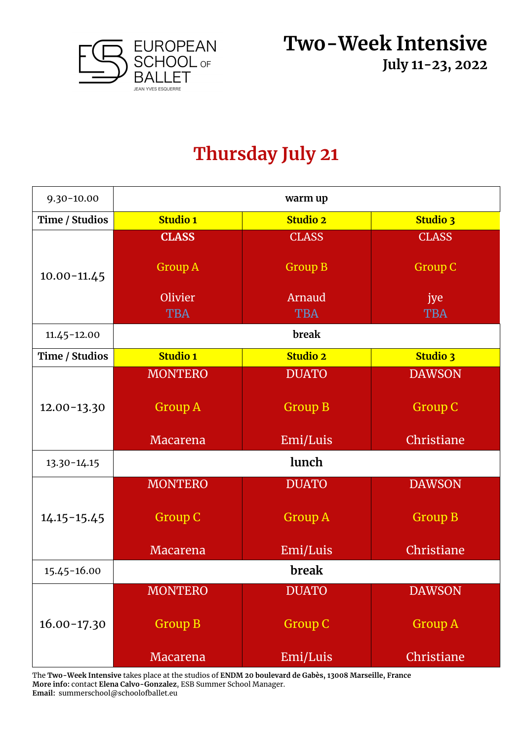EUROPEAN SCHOOL OF BALLET
JEAN YVES ESQUERRE

# Two-Week Intensive
**July 11-23, 2022**

## Thursday July 21

| 9.30-10.00 | warm up | | |
|---|---|---|---|
| **Time / Studios** | **Studio 1** | **Studio 2** | **Studio 3** |
| 10.00-11.45 | **CLASS** Group A Olivier TBA | CLASS Group B Arnaud TBA | CLASS Group C jye TBA |
| 11.45-12.00 | **break** | | |
| **Time / Studios** | **Studio 1** | **Studio 2** | **Studio 3** |
| 12.00-13.30 | MONTERO Group A Macarena | DUATO Group B Emi/Luis | DAWSON Group C Christiane |
| 13.30-14.15 | **lunch** | | |
| 14.15-15.45 | MONTERO Group C Macarena | DUATO Group A Emi/Luis | DAWSON Group B Christiane |
| 15.45-16.00 | **break** | | |
| 16.00-17.30 | MONTERO Group B Macarena | DUATO Group C Emi/Luis | DAWSON Group A Christiane |

The **Two-Week Intensive** takes place at the studios of **ENDM 20 boulevard de Gabès, 13008 Marseille, France**
**More info**: contact **Elena Calvo-Gonzalez**, ESB Summer School Manager.
**Email:** summerschool@schoolofballet.eu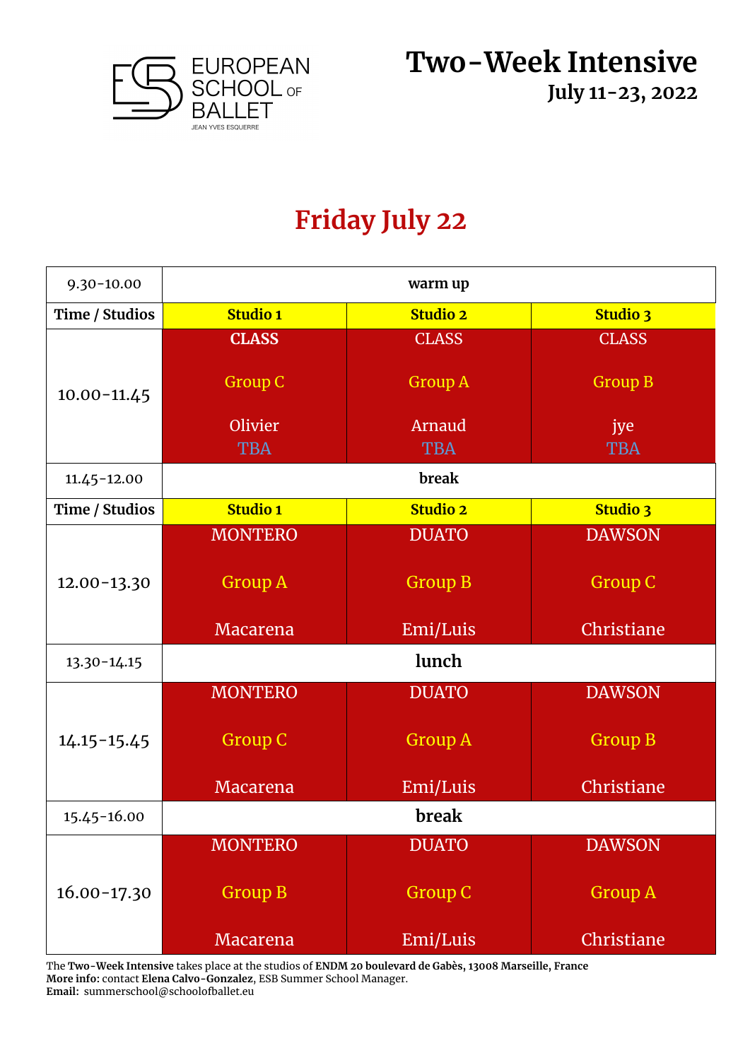EUROPEAN SCHOOL OF BALLET
JEAN YVES ESQUERRE

# Two-Week Intensive

**July 11-23, 2022**

## Friday July 22

| Time / Studios | Studio 1 | Studio 2 | Studio 3 |
|---|---|---|---|
| 9.30-10.00 | **warm up** | | |
| 10.00-11.45 | **CLASS** Group C Olivier TBA | CLASS Group A Arnaud TBA | CLASS Group B jye TBA |
| 11.45-12.00 | **break** | | |
| 12.00-13.30 | MONTERO Group A Macarena | DUATO Group B Emi/Luis | DAWSON Group C Christiane |
| 13.30-14.15 | **lunch** | | |
| 14.15-15.45 | MONTERO Group C Macarena | DUATO Group A Emi/Luis | DAWSON Group B Christiane |
| 15.45-16.00 | **break** | | |
| 16.00-17.30 | MONTERO Group B Macarena | DUATO Group C Emi/Luis | DAWSON Group A Christiane |

The **Two-Week Intensive** takes place at the studios of **ENDM 20 boulevard de Gabès, 13008 Marseille, France**
**More info**: contact **Elena Calvo-Gonzalez**, ESB Summer School Manager.
**Email:** summerschool@schoolofballet.eu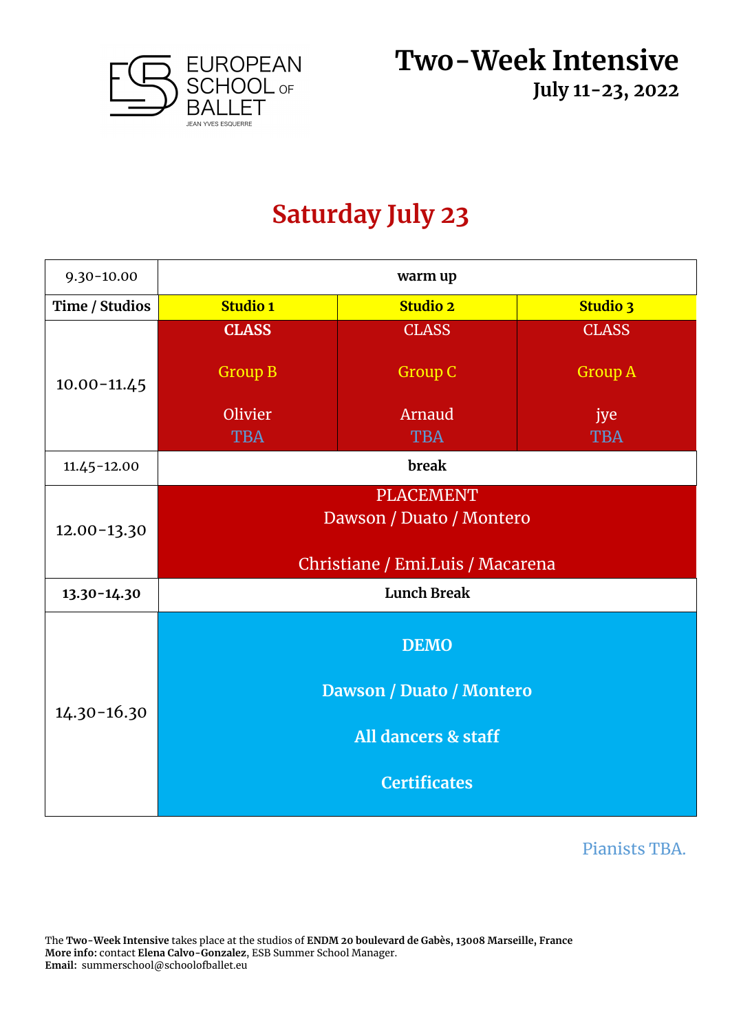EUROPEAN SCHOOL OF BALLET
JEAN YVES ESQUERRE

# Two-Week Intensive

**July 11-23, 2022**

## Saturday July 23

| | | | |
|---|---|---|---|
| 9.30-10.00 | **warm up** | | |
| **Time / Studios** | **Studio 1** | **Studio 2** | **Studio 3** |
| 10.00-11.45 | **CLASS** Group B Olivier TBA | CLASS Group C Arnaud TBA | CLASS Group A jye TBA |
| 11.45-12.00 | **break** | | |
| 12.00-13.30 | PLACEMENT Dawson / Duato / Montero Christiane / Emi.Luis / Macarena | | |
| **13.30-14.30** | **Lunch Break** | | |
| 14.30-16.30 | **DEMO** **Dawson / Duato / Montero** **All dancers & staff** **Certificates** | | |

Pianists TBA.

The **Two-Week Intensive** takes place at the studios of **ENDM 20 boulevard de Gabès, 13008 Marseille, France**
**More info**: contact **Elena Calvo-Gonzalez**, ESB Summer School Manager.
**Email:** summerschool@schoolofballet.eu